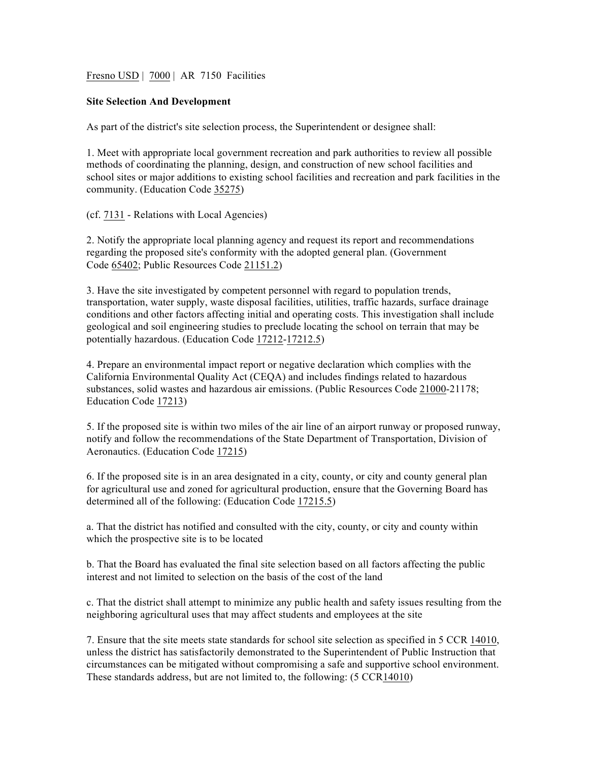Fresno USD | 7000 | AR 7150 Facilities

**Site Selection And Development**

As part of the district's site selection process, the Superintendent or designee shall:

1. Meet with appropriate local government recreation and park authorities to review all possible methods of coordinating the planning, design, and construction of new school facilities and school sites or major additions to existing school facilities and recreation and park facilities in the community. (Education Code 35275)

(cf. 7131 - Relations with Local Agencies)

2. Notify the appropriate local planning agency and request its report and recommendations regarding the proposed site's conformity with the adopted general plan. (Government Code 65402; Public Resources Code 21151.2)

3. Have the site investigated by competent personnel with regard to population trends, transportation, water supply, waste disposal facilities, utilities, traffic hazards, surface drainage conditions and other factors affecting initial and operating costs. This investigation shall include geological and soil engineering studies to preclude locating the school on terrain that may be potentially hazardous. (Education Code 17212-17212.5)

4. Prepare an environmental impact report or negative declaration which complies with the California Environmental Quality Act (CEQA) and includes findings related to hazardous substances, solid wastes and hazardous air emissions. (Public Resources Code 21000-21178; Education Code 17213)

5. If the proposed site is within two miles of the air line of an airport runway or proposed runway, notify and follow the recommendations of the State Department of Transportation, Division of Aeronautics. (Education Code 17215)

6. If the proposed site is in an area designated in a city, county, or city and county general plan for agricultural use and zoned for agricultural production, ensure that the Governing Board has determined all of the following: (Education Code 17215.5)

a. That the district has notified and consulted with the city, county, or city and county within which the prospective site is to be located

b. That the Board has evaluated the final site selection based on all factors affecting the public interest and not limited to selection on the basis of the cost of the land

c. That the district shall attempt to minimize any public health and safety issues resulting from the neighboring agricultural uses that may affect students and employees at the site

7. Ensure that the site meets state standards for school site selection as specified in 5 CCR 14010, unless the district has satisfactorily demonstrated to the Superintendent of Public Instruction that circumstances can be mitigated without compromising a safe and supportive school environment. These standards address, but are not limited to, the following: (5 CCR14010)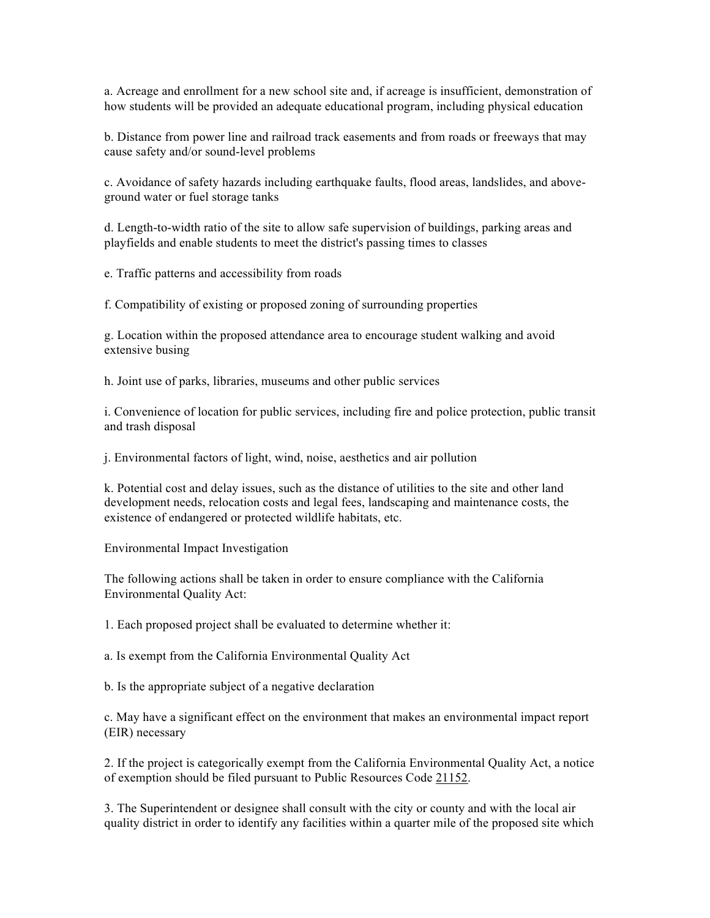a. Acreage and enrollment for a new school site and, if acreage is insufficient, demonstration of how students will be provided an adequate educational program, including physical education

b. Distance from power line and railroad track easements and from roads or freeways that may cause safety and/or sound-level problems

c. Avoidance of safety hazards including earthquake faults, flood areas, landslides, and above-ground water or fuel storage tanks

d. Length-to-width ratio of the site to allow safe supervision of buildings, parking areas and playfields and enable students to meet the district's passing times to classes

e. Traffic patterns and accessibility from roads

f. Compatibility of existing or proposed zoning of surrounding properties

g. Location within the proposed attendance area to encourage student walking and avoid extensive busing

h. Joint use of parks, libraries, museums and other public services

i. Convenience of location for public services, including fire and police protection, public transit and trash disposal

j. Environmental factors of light, wind, noise, aesthetics and air pollution

k. Potential cost and delay issues, such as the distance of utilities to the site and other land development needs, relocation costs and legal fees, landscaping and maintenance costs, the existence of endangered or protected wildlife habitats, etc.

Environmental Impact Investigation

The following actions shall be taken in order to ensure compliance with the California Environmental Quality Act:

1. Each proposed project shall be evaluated to determine whether it:

a. Is exempt from the California Environmental Quality Act

b. Is the appropriate subject of a negative declaration

c. May have a significant effect on the environment that makes an environmental impact report (EIR) necessary

2. If the project is categorically exempt from the California Environmental Quality Act, a notice of exemption should be filed pursuant to Public Resources Code 21152.

3. The Superintendent or designee shall consult with the city or county and with the local air quality district in order to identify any facilities within a quarter mile of the proposed site which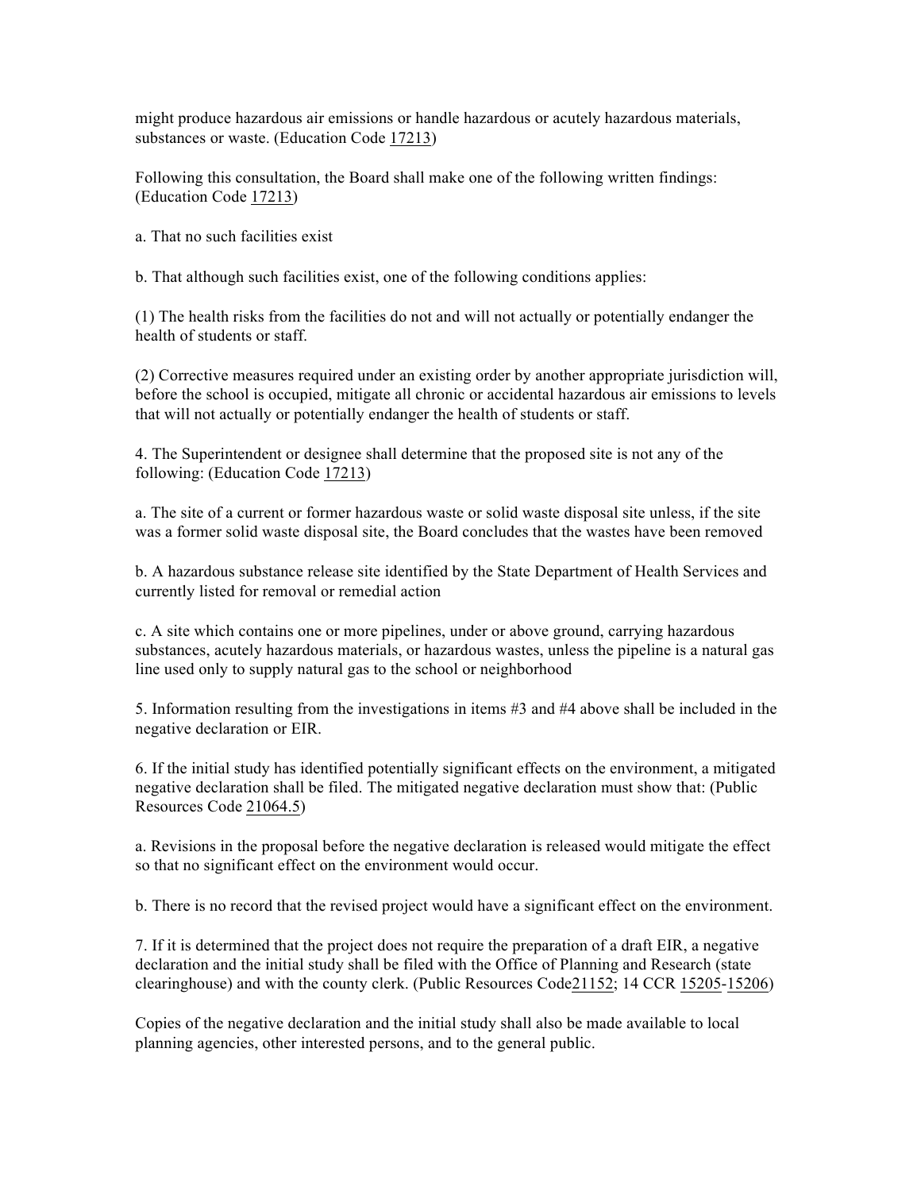might produce hazardous air emissions or handle hazardous or acutely hazardous materials, substances or waste. (Education Code 17213)

Following this consultation, the Board shall make one of the following written findings: (Education Code 17213)

a. That no such facilities exist

b. That although such facilities exist, one of the following conditions applies:

(1) The health risks from the facilities do not and will not actually or potentially endanger the health of students or staff.

(2) Corrective measures required under an existing order by another appropriate jurisdiction will, before the school is occupied, mitigate all chronic or accidental hazardous air emissions to levels that will not actually or potentially endanger the health of students or staff.

4. The Superintendent or designee shall determine that the proposed site is not any of the following: (Education Code 17213)

a. The site of a current or former hazardous waste or solid waste disposal site unless, if the site was a former solid waste disposal site, the Board concludes that the wastes have been removed

b. A hazardous substance release site identified by the State Department of Health Services and currently listed for removal or remedial action

c. A site which contains one or more pipelines, under or above ground, carrying hazardous substances, acutely hazardous materials, or hazardous wastes, unless the pipeline is a natural gas line used only to supply natural gas to the school or neighborhood

5. Information resulting from the investigations in items #3 and #4 above shall be included in the negative declaration or EIR.

6. If the initial study has identified potentially significant effects on the environment, a mitigated negative declaration shall be filed. The mitigated negative declaration must show that: (Public Resources Code 21064.5)

a. Revisions in the proposal before the negative declaration is released would mitigate the effect so that no significant effect on the environment would occur.

b. There is no record that the revised project would have a significant effect on the environment.

7. If it is determined that the project does not require the preparation of a draft EIR, a negative declaration and the initial study shall be filed with the Office of Planning and Research (state clearinghouse) and with the county clerk. (Public Resources Code21152; 14 CCR 15205-15206)

Copies of the negative declaration and the initial study shall also be made available to local planning agencies, other interested persons, and to the general public.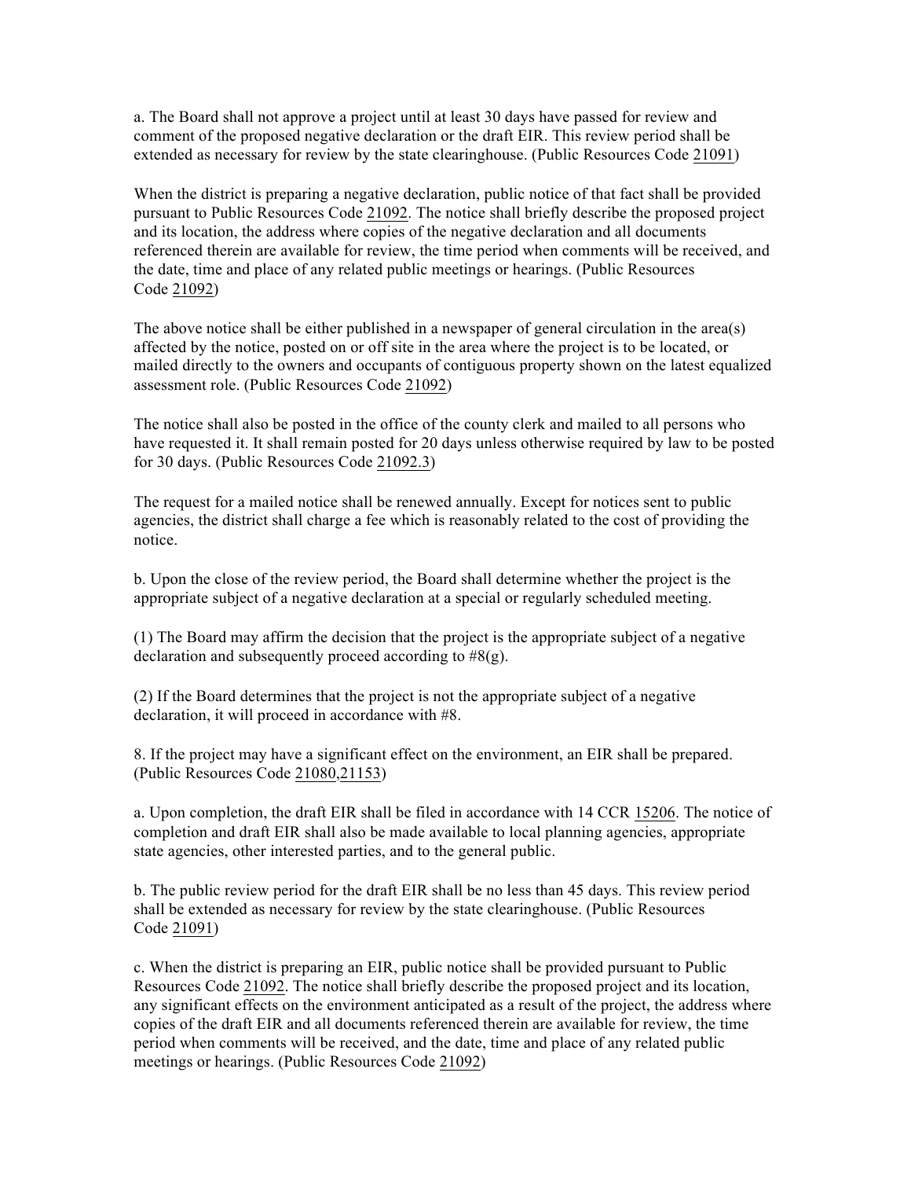a. The Board shall not approve a project until at least 30 days have passed for review and comment of the proposed negative declaration or the draft EIR. This review period shall be extended as necessary for review by the state clearinghouse. (Public Resources Code 21091)

When the district is preparing a negative declaration, public notice of that fact shall be provided pursuant to Public Resources Code 21092. The notice shall briefly describe the proposed project and its location, the address where copies of the negative declaration and all documents referenced therein are available for review, the time period when comments will be received, and the date, time and place of any related public meetings or hearings. (Public Resources Code 21092)

The above notice shall be either published in a newspaper of general circulation in the area(s) affected by the notice, posted on or off site in the area where the project is to be located, or mailed directly to the owners and occupants of contiguous property shown on the latest equalized assessment role. (Public Resources Code 21092)

The notice shall also be posted in the office of the county clerk and mailed to all persons who have requested it. It shall remain posted for 20 days unless otherwise required by law to be posted for 30 days. (Public Resources Code 21092.3)

The request for a mailed notice shall be renewed annually. Except for notices sent to public agencies, the district shall charge a fee which is reasonably related to the cost of providing the notice.

b. Upon the close of the review period, the Board shall determine whether the project is the appropriate subject of a negative declaration at a special or regularly scheduled meeting.

(1) The Board may affirm the decision that the project is the appropriate subject of a negative declaration and subsequently proceed according to #8(g).

(2) If the Board determines that the project is not the appropriate subject of a negative declaration, it will proceed in accordance with #8.

8. If the project may have a significant effect on the environment, an EIR shall be prepared. (Public Resources Code 21080,21153)

a. Upon completion, the draft EIR shall be filed in accordance with 14 CCR 15206. The notice of completion and draft EIR shall also be made available to local planning agencies, appropriate state agencies, other interested parties, and to the general public.

b. The public review period for the draft EIR shall be no less than 45 days. This review period shall be extended as necessary for review by the state clearinghouse. (Public Resources Code 21091)

c. When the district is preparing an EIR, public notice shall be provided pursuant to Public Resources Code 21092. The notice shall briefly describe the proposed project and its location, any significant effects on the environment anticipated as a result of the project, the address where copies of the draft EIR and all documents referenced therein are available for review, the time period when comments will be received, and the date, time and place of any related public meetings or hearings. (Public Resources Code 21092)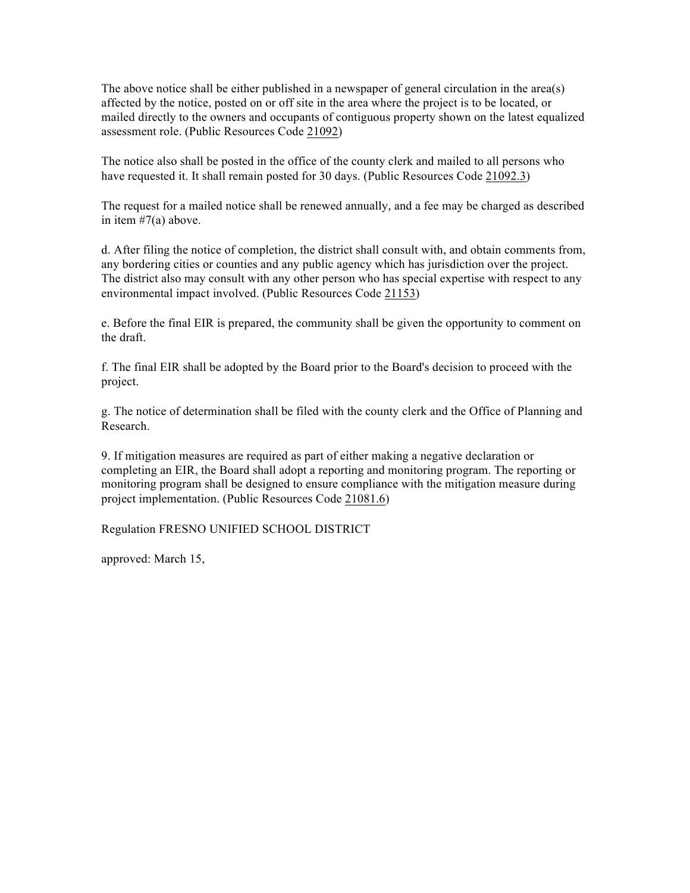The above notice shall be either published in a newspaper of general circulation in the area(s) affected by the notice, posted on or off site in the area where the project is to be located, or mailed directly to the owners and occupants of contiguous property shown on the latest equalized assessment role. (Public Resources Code 21092)

The notice also shall be posted in the office of the county clerk and mailed to all persons who have requested it. It shall remain posted for 30 days. (Public Resources Code 21092.3)

The request for a mailed notice shall be renewed annually, and a fee may be charged as described in item #7(a) above.

d. After filing the notice of completion, the district shall consult with, and obtain comments from, any bordering cities or counties and any public agency which has jurisdiction over the project. The district also may consult with any other person who has special expertise with respect to any environmental impact involved. (Public Resources Code 21153)

e. Before the final EIR is prepared, the community shall be given the opportunity to comment on the draft.

f. The final EIR shall be adopted by the Board prior to the Board's decision to proceed with the project.

g. The notice of determination shall be filed with the county clerk and the Office of Planning and Research.

9. If mitigation measures are required as part of either making a negative declaration or completing an EIR, the Board shall adopt a reporting and monitoring program. The reporting or monitoring program shall be designed to ensure compliance with the mitigation measure during project implementation. (Public Resources Code 21081.6)

Regulation FRESNO UNIFIED SCHOOL DISTRICT

approved: March 15,